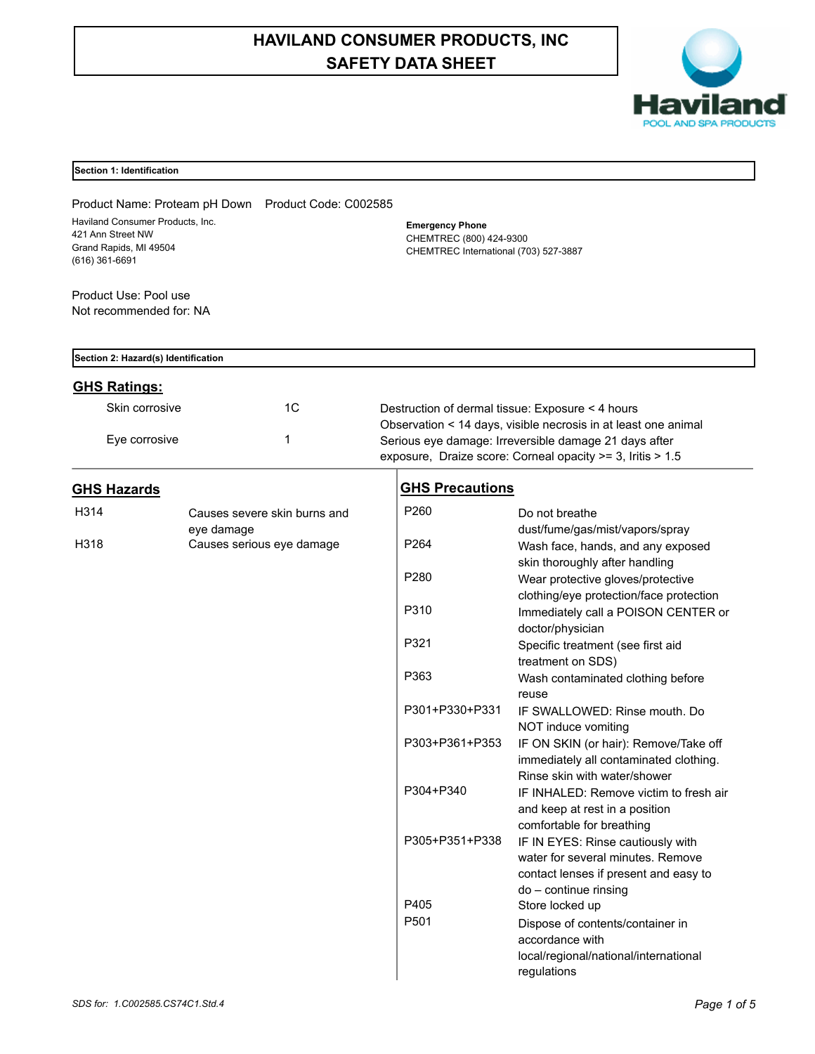# HAVILAND CONSUMER PRODUCTS, INC
# SAFETY DATA SHEET

## Section 1: Identification

Product Name: Proteam pH Down    Product Code: C002585

Haviland Consumer Products, Inc.
421 Ann Street NW
Grand Rapids, MI 49504
(616) 361-6691

**Emergency Phone**
CHEMTREC (800) 424-9300
CHEMTREC International (703) 527-3887

Product Use: Pool use
Not recommended for: NA

## Section 2: Hazard(s) Identification

### GHS Ratings:

| | | |
|---|---|---|
| Skin corrosive | 1C | Destruction of dermal tissue: Exposure < 4 hours Observation < 14 days, visible necrosis in at least one animal |
| Eye corrosive | 1 | Serious eye damage: Irreversible damage 21 days after exposure, Draize score: Corneal opacity >= 3, Iritis > 1.5 |

### GHS Hazards

| | |
|---|---|
| H314 | Causes severe skin burns and eye damage |
| H318 | Causes serious eye damage |

### GHS Precautions

| | |
|---|---|
| P260 | Do not breathe dust/fume/gas/mist/vapors/spray |
| P264 | Wash face, hands, and any exposed skin thoroughly after handling |
| P280 | Wear protective gloves/protective clothing/eye protection/face protection |
| P310 | Immediately call a POISON CENTER or doctor/physician |
| P321 | Specific treatment (see first aid treatment on SDS) |
| P363 | Wash contaminated clothing before reuse |
| P301+P330+P331 | IF SWALLOWED: Rinse mouth. Do NOT induce vomiting |
| P303+P361+P353 | IF ON SKIN (or hair): Remove/Take off immediately all contaminated clothing. Rinse skin with water/shower |
| P304+P340 | IF INHALED: Remove victim to fresh air and keep at rest in a position comfortable for breathing |
| P305+P351+P338 | IF IN EYES: Rinse cautiously with water for several minutes. Remove contact lenses if present and easy to do – continue rinsing |
| P405 | Store locked up |
| P501 | Dispose of contents/container in accordance with local/regional/national/international regulations |

*SDS for: 1.C002585.CS74C1.Std.4*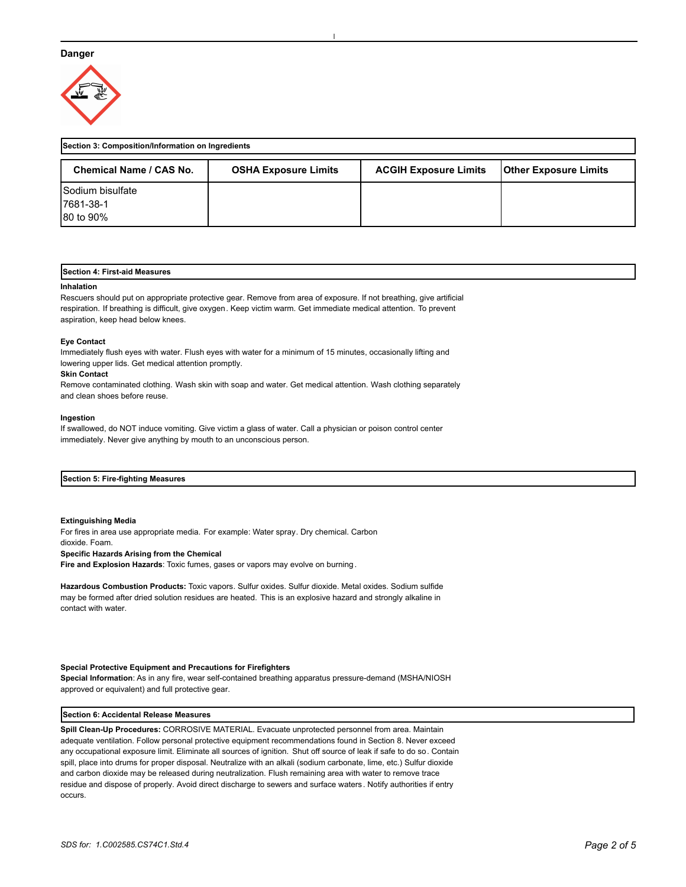**Danger**

**Section 3: Composition/Information on Ingredients**

| Chemical Name / CAS No. | OSHA Exposure Limits | ACGIH Exposure Limits | Other Exposure Limits |
|---|---|---|---|
| Sodium bisulfate<br>7681-38-1<br>80 to 90% | | | |

**Section 4: First-aid Measures**

**Inhalation**

Rescuers should put on appropriate protective gear. Remove from area of exposure. If not breathing, give artificial respiration. If breathing is difficult, give oxygen. Keep victim warm. Get immediate medical attention. To prevent aspiration, keep head below knees.

**Eye Contact**

Immediately flush eyes with water. Flush eyes with water for a minimum of 15 minutes, occasionally lifting and lowering upper lids. Get medical attention promptly.

**Skin Contact**

Remove contaminated clothing. Wash skin with soap and water. Get medical attention. Wash clothing separately and clean shoes before reuse.

**Ingestion**

If swallowed, do NOT induce vomiting. Give victim a glass of water. Call a physician or poison control center immediately. Never give anything by mouth to an unconscious person.

**Section 5: Fire-fighting Measures**

**Extinguishing Media**

For fires in area use appropriate media. For example: Water spray. Dry chemical. Carbon dioxide. Foam.

**Specific Hazards Arising from the Chemical**

**Fire and Explosion Hazards**: Toxic fumes, gases or vapors may evolve on burning.

**Hazardous Combustion Products:** Toxic vapors. Sulfur oxides. Sulfur dioxide. Metal oxides. Sodium sulfide may be formed after dried solution residues are heated. This is an explosive hazard and strongly alkaline in contact with water.

**Special Protective Equipment and Precautions for Firefighters**

**Special Information**: As in any fire, wear self-contained breathing apparatus pressure-demand (MSHA/NIOSH approved or equivalent) and full protective gear.

**Section 6: Accidental Release Measures**

**Spill Clean-Up Procedures:** CORROSIVE MATERIAL. Evacuate unprotected personnel from area. Maintain adequate ventilation. Follow personal protective equipment recommendations found in Section 8. Never exceed any occupational exposure limit. Eliminate all sources of ignition. Shut off source of leak if safe to do so. Contain spill, place into drums for proper disposal. Neutralize with an alkali (sodium carbonate, lime, etc.) Sulfur dioxide and carbon dioxide may be released during neutralization. Flush remaining area with water to remove trace residue and dispose of properly. Avoid direct discharge to sewers and surface waters. Notify authorities if entry occurs.

*SDS for: 1.C002585.CS74C1.Std.4*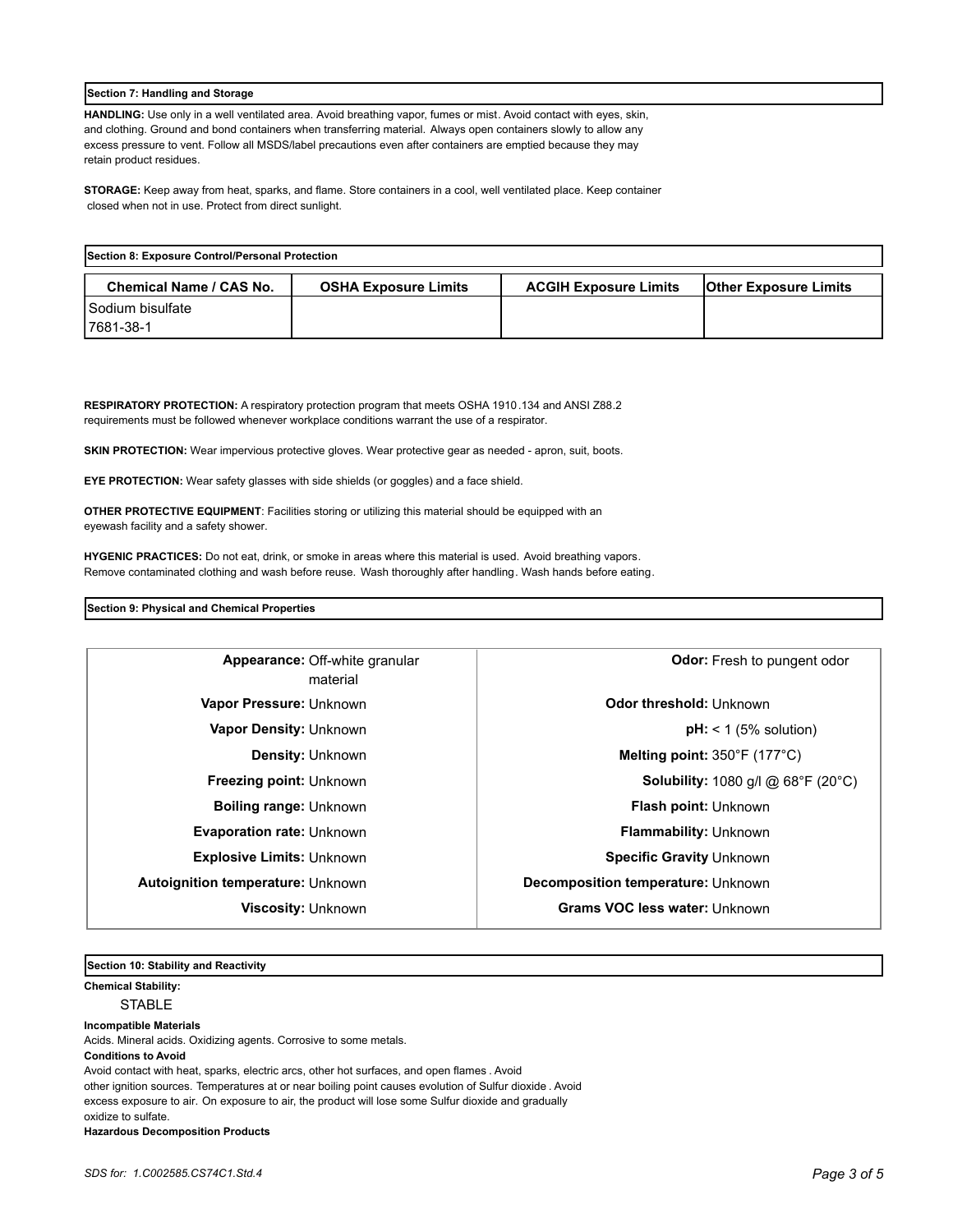## Section 7: Handling and Storage

**HANDLING:** Use only in a well ventilated area. Avoid breathing vapor, fumes or mist. Avoid contact with eyes, skin, and clothing. Ground and bond containers when transferring material. Always open containers slowly to allow any excess pressure to vent. Follow all MSDS/label precautions even after containers are emptied because they may retain product residues.

**STORAGE:** Keep away from heat, sparks, and flame. Store containers in a cool, well ventilated place. Keep container closed when not in use. Protect from direct sunlight.

## Section 8: Exposure Control/Personal Protection

| Chemical Name / CAS No. | OSHA Exposure Limits | ACGIH Exposure Limits | Other Exposure Limits |
|---|---|---|---|
| Sodium bisulfate<br>7681-38-1 | | | |

**RESPIRATORY PROTECTION:** A respiratory protection program that meets OSHA 1910.134 and ANSI Z88.2 requirements must be followed whenever workplace conditions warrant the use of a respirator.

**SKIN PROTECTION:** Wear impervious protective gloves. Wear protective gear as needed - apron, suit, boots.

**EYE PROTECTION:** Wear safety glasses with side shields (or goggles) and a face shield.

**OTHER PROTECTIVE EQUIPMENT**: Facilities storing or utilizing this material should be equipped with an eyewash facility and a safety shower.

**HYGENIC PRACTICES:** Do not eat, drink, or smoke in areas where this material is used. Avoid breathing vapors. Remove contaminated clothing and wash before reuse. Wash thoroughly after handling. Wash hands before eating.

## Section 9: Physical and Chemical Properties

| | |
|---|---|
| **Appearance:** Off-white granular material | **Odor:** Fresh to pungent odor |
| **Vapor Pressure:** Unknown | **Odor threshold:** Unknown |
| **Vapor Density:** Unknown | **pH:** < 1 (5% solution) |
| **Density:** Unknown | **Melting point:** 350°F (177°C) |
| **Freezing point:** Unknown | **Solubility:** 1080 g/l @ 68°F (20°C) |
| **Boiling range:** Unknown | **Flash point:** Unknown |
| **Evaporation rate:** Unknown | **Flammability:** Unknown |
| **Explosive Limits:** Unknown | **Specific Gravity** Unknown |
| **Autoignition temperature:** Unknown | **Decomposition temperature:** Unknown |
| **Viscosity:** Unknown | **Grams VOC less water:** Unknown |

## Section 10: Stability and Reactivity

**Chemical Stability:**

STABLE

**Incompatible Materials**

Acids. Mineral acids. Oxidizing agents. Corrosive to some metals.

**Conditions to Avoid**

Avoid contact with heat, sparks, electric arcs, other hot surfaces, and open flames. Avoid other ignition sources. Temperatures at or near boiling point causes evolution of Sulfur dioxide. Avoid excess exposure to air. On exposure to air, the product will lose some Sulfur dioxide and gradually oxidize to sulfate.

**Hazardous Decomposition Products**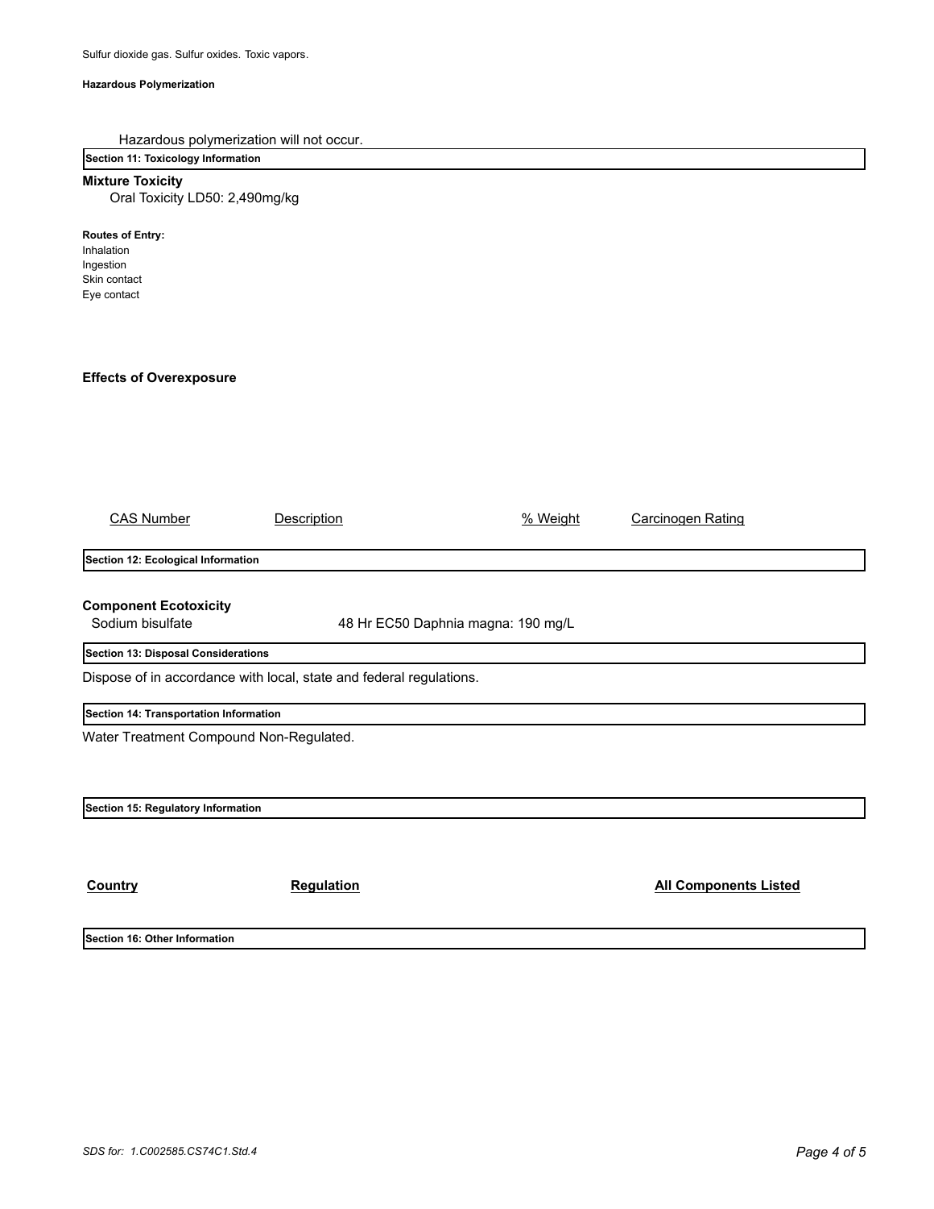Sulfur dioxide gas. Sulfur oxides. Toxic vapors.

**Hazardous Polymerization**

Hazardous polymerization will not occur.

## Section 11: Toxicology Information

**Mixture Toxicity**

Oral Toxicity LD50: 2,490mg/kg

**Routes of Entry:**

Inhalation
Ingestion
Skin contact
Eye contact

**Effects of Overexposure**

| CAS Number | Description | % Weight | Carcinogen Rating |
|---|---|---|---|

## Section 12: Ecological Information

**Component Ecotoxicity**

| Sodium bisulfate | 48 Hr EC50 Daphnia magna: 190 mg/L |
|---|---|

## Section 13: Disposal Considerations

Dispose of in accordance with local, state and federal regulations.

## Section 14: Transportation Information

Water Treatment Compound Non-Regulated.

## Section 15: Regulatory Information

| Country | Regulation | All Components Listed |
|---|---|---|

## Section 16: Other Information

SDS for: 1.C002585.CS74C1.Std.4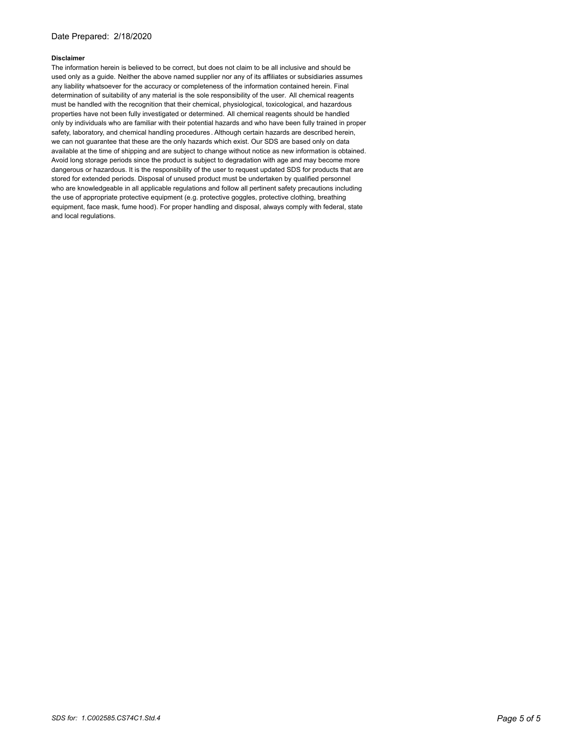Date Prepared: 2/18/2020

**Disclaimer**

The information herein is believed to be correct, but does not claim to be all inclusive and should be used only as a guide. Neither the above named supplier nor any of its affiliates or subsidiaries assumes any liability whatsoever for the accuracy or completeness of the information contained herein. Final determination of suitability of any material is the sole responsibility of the user. All chemical reagents must be handled with the recognition that their chemical, physiological, toxicological, and hazardous properties have not been fully investigated or determined. All chemical reagents should be handled only by individuals who are familiar with their potential hazards and who have been fully trained in proper safety, laboratory, and chemical handling procedures. Although certain hazards are described herein, we can not guarantee that these are the only hazards which exist. Our SDS are based only on data available at the time of shipping and are subject to change without notice as new information is obtained. Avoid long storage periods since the product is subject to degradation with age and may become more dangerous or hazardous. It is the responsibility of the user to request updated SDS for products that are stored for extended periods. Disposal of unused product must be undertaken by qualified personnel who are knowledgeable in all applicable regulations and follow all pertinent safety precautions including the use of appropriate protective equipment (e.g. protective goggles, protective clothing, breathing equipment, face mask, fume hood). For proper handling and disposal, always comply with federal, state and local regulations.